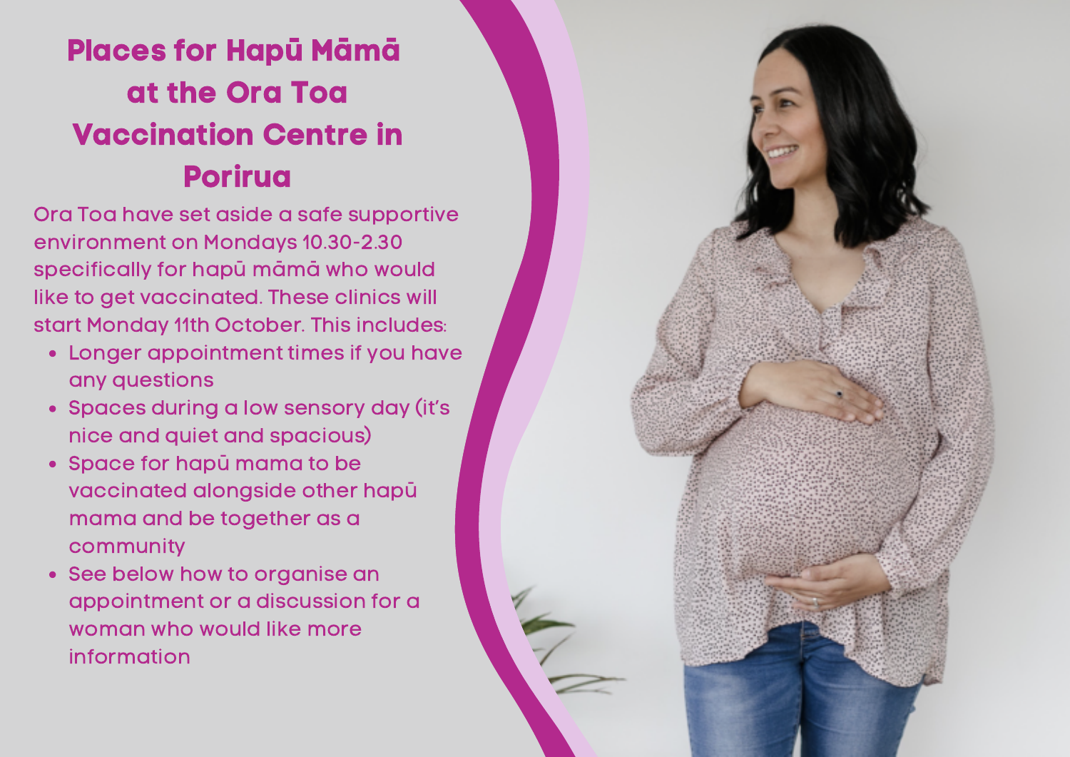# Places for Hapū Māmā at the Ora Toa Vaccination Centre in Porirua

Ora Toa have set aside a safe supportive environment on Mondays 10.30-2.30 specifically for hapū māmā who would like to get vaccinated. These clinics will start Monday 11th October. This includes:

- Longer appointment times if you have any questions
- Spaces during a low sensory day (it's nice and quiet and spacious)
- Space for hapū mama to be vaccinated alongside other hapū mama and be together as a community
- See below how to organise an appointment or a discussion for a woman who would like more information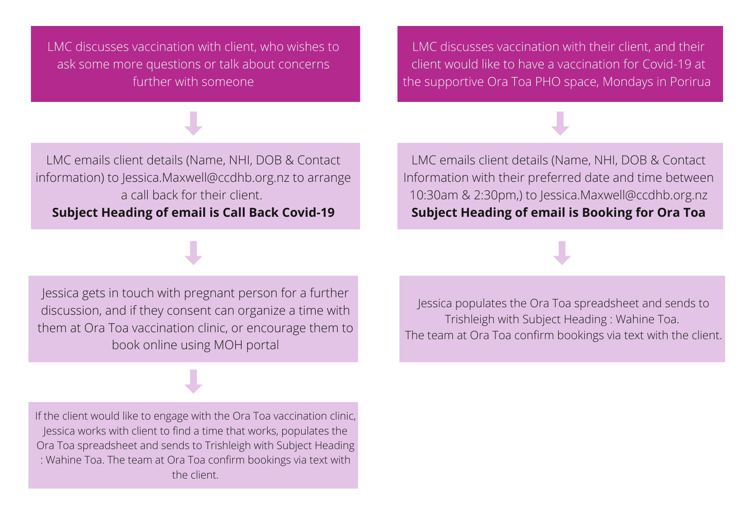LMC discusses vaccination with client, who wishes to ask some more questions or talk about concerns further with someone

↓

LMC emails client details (Name, NHI, DOB & Contact information) to Jessica.Maxwell@ccdhb.org.nz to arrange a call back for their client.
**Subject Heading of email is Call Back Covid-19**

↓

Jessica gets in touch with pregnant person for a further discussion, and if they consent can organize a time with them at Ora Toa vaccination clinic, or encourage them to book online using MOH portal

↓

If the client would like to engage with the Ora Toa vaccination clinic, Jessica works with client to find a time that works, populates the Ora Toa spreadsheet and sends to Trishleigh with Subject Heading : Wahine Toa. The team at Ora Toa confirm bookings via text with the client.

LMC discusses vaccination with their client, and their client would like to have a vaccination for Covid-19 at the supportive Ora Toa PHO space, Mondays in Porirua

↓

LMC emails client details (Name, NHI, DOB & Contact Information with their preferred date and time between 10:30am & 2:30pm,) to Jessica.Maxwell@ccdhb.org.nz
**Subject Heading of email is Booking for Ora Toa**

↓

Jessica populates the Ora Toa spreadsheet and sends to Trishleigh with Subject Heading : Wahine Toa.
The team at Ora Toa confirm bookings via text with the client.